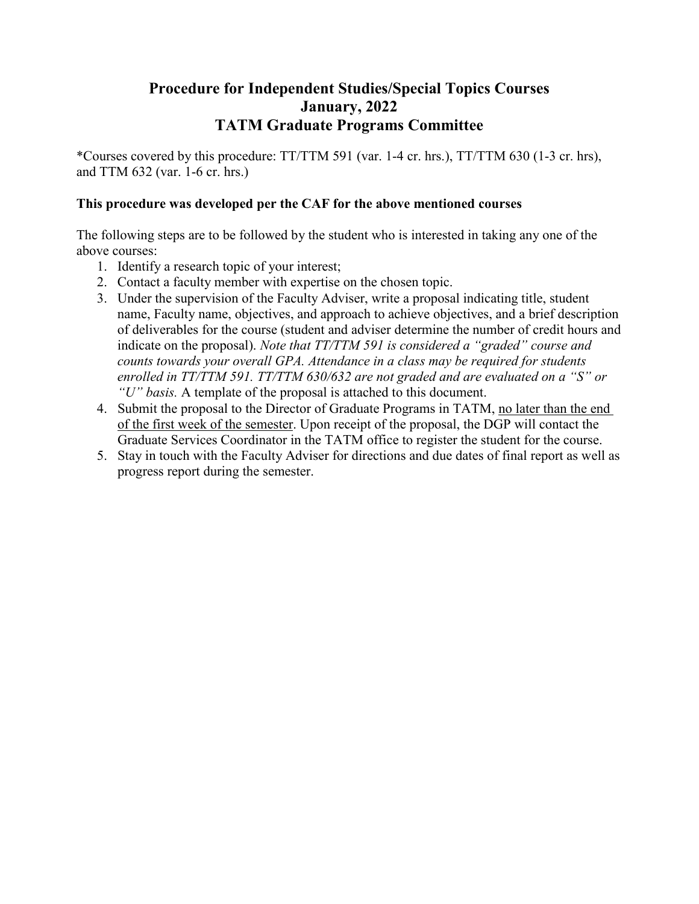# Procedure for Independent Studies/Special Topics Courses
## January, 2022
## TATM Graduate Programs Committee

*Courses covered by this procedure: TT/TTM 591 (var. 1-4 cr. hrs.), TT/TTM 630 (1-3 cr. hrs), and TTM 632 (var. 1-6 cr. hrs.)

**This procedure was developed per the CAF for the above mentioned courses**

The following steps are to be followed by the student who is interested in taking any one of the above courses:

1. Identify a research topic of your interest;
2. Contact a faculty member with expertise on the chosen topic.
3. Under the supervision of the Faculty Adviser, write a proposal indicating title, student name, Faculty name, objectives, and approach to achieve objectives, and a brief description of deliverables for the course (student and adviser determine the number of credit hours and indicate on the proposal). *Note that TT/TTM 591 is considered a "graded" course and counts towards your overall GPA. Attendance in a class may be required for students enrolled in TT/TTM 591. TT/TTM 630/632 are not graded and are evaluated on a "S" or "U" basis.* A template of the proposal is attached to this document.
4. Submit the proposal to the Director of Graduate Programs in TATM, <u>no later than the end of the first week of the semester</u>. Upon receipt of the proposal, the DGP will contact the Graduate Services Coordinator in the TATM office to register the student for the course.
5. Stay in touch with the Faculty Adviser for directions and due dates of final report as well as progress report during the semester.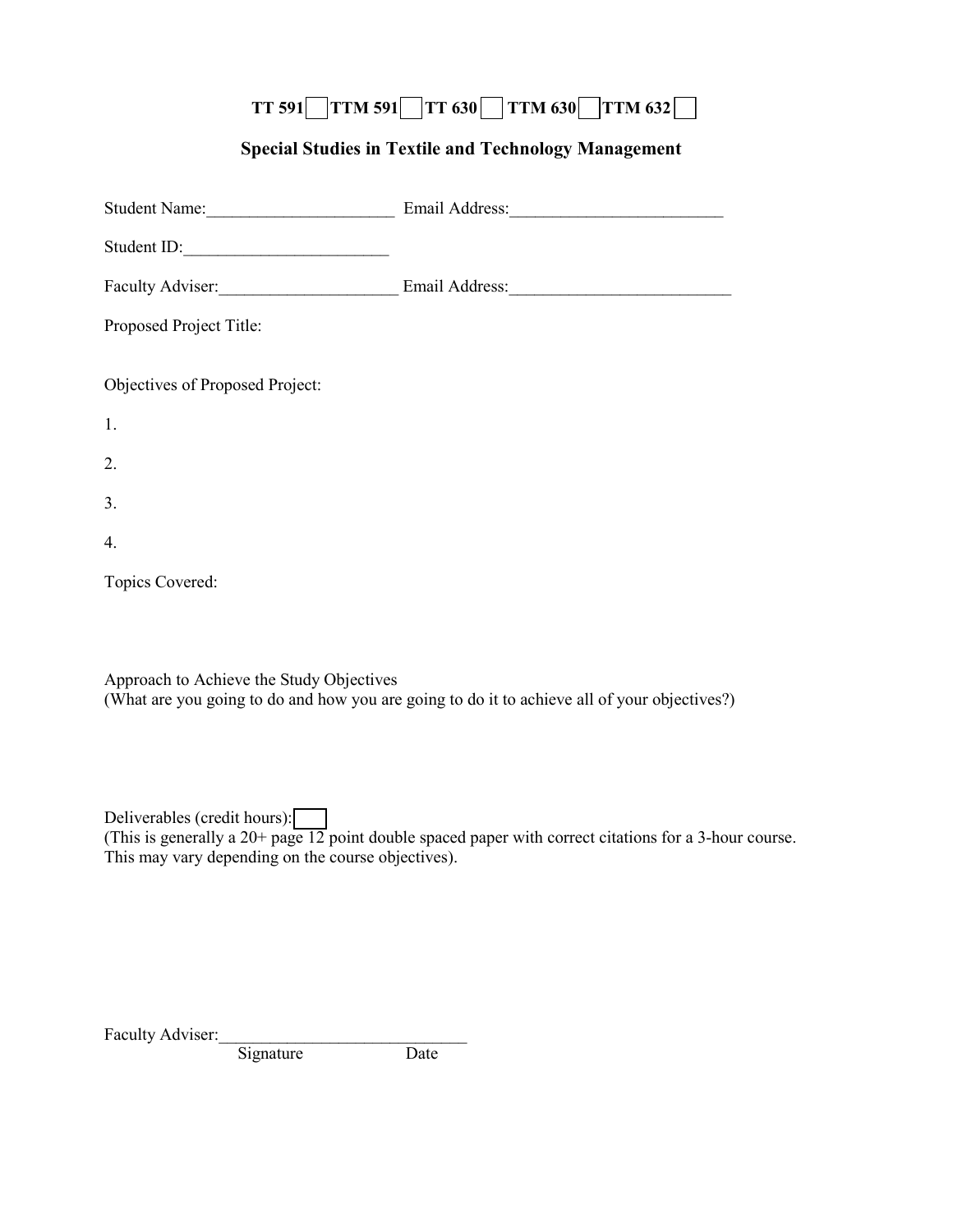**TT 591 ☐ TTM 591 ☐ TT 630 ☐ TTM 630 ☐ TTM 632 ☐**

## Special Studies in Textile and Technology Management

Student Name:______________________ Email Address:_________________________

Student ID:________________________

Faculty Adviser:_____________________ Email Address:__________________________

Proposed Project Title:

Objectives of Proposed Project:

1.

2.

3.

4.

Topics Covered:

Approach to Achieve the Study Objectives
(What are you going to do and how you are going to do it to achieve all of your objectives?)

Deliverables (credit hours): ☐
(This is generally a 20+ page 12 point double spaced paper with correct citations for a 3-hour course. This may vary depending on the course objectives).

Faculty Adviser:_____________________________
Signature Date